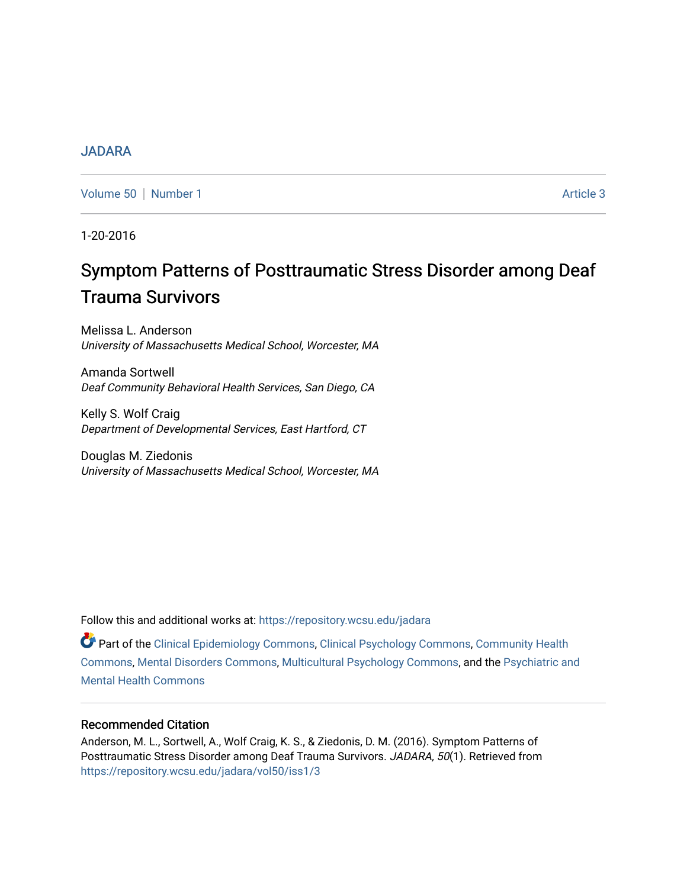JADARA

Volume 50 | Number 1 Article 3

1-20-2016

# Symptom Patterns of Posttraumatic Stress Disorder among Deaf Trauma Survivors

Melissa L. Anderson
*University of Massachusetts Medical School, Worcester, MA*

Amanda Sortwell
*Deaf Community Behavioral Health Services, San Diego, CA*

Kelly S. Wolf Craig
*Department of Developmental Services, East Hartford, CT*

Douglas M. Ziedonis
*University of Massachusetts Medical School, Worcester, MA*

Follow this and additional works at: https://repository.wcsu.edu/jadara

Part of the Clinical Epidemiology Commons, Clinical Psychology Commons, Community Health Commons, Mental Disorders Commons, Multicultural Psychology Commons, and the Psychiatric and Mental Health Commons

## Recommended Citation

Anderson, M. L., Sortwell, A., Wolf Craig, K. S., & Ziedonis, D. M. (2016). Symptom Patterns of Posttraumatic Stress Disorder among Deaf Trauma Survivors. *JADARA, 50*(1). Retrieved from https://repository.wcsu.edu/jadara/vol50/iss1/3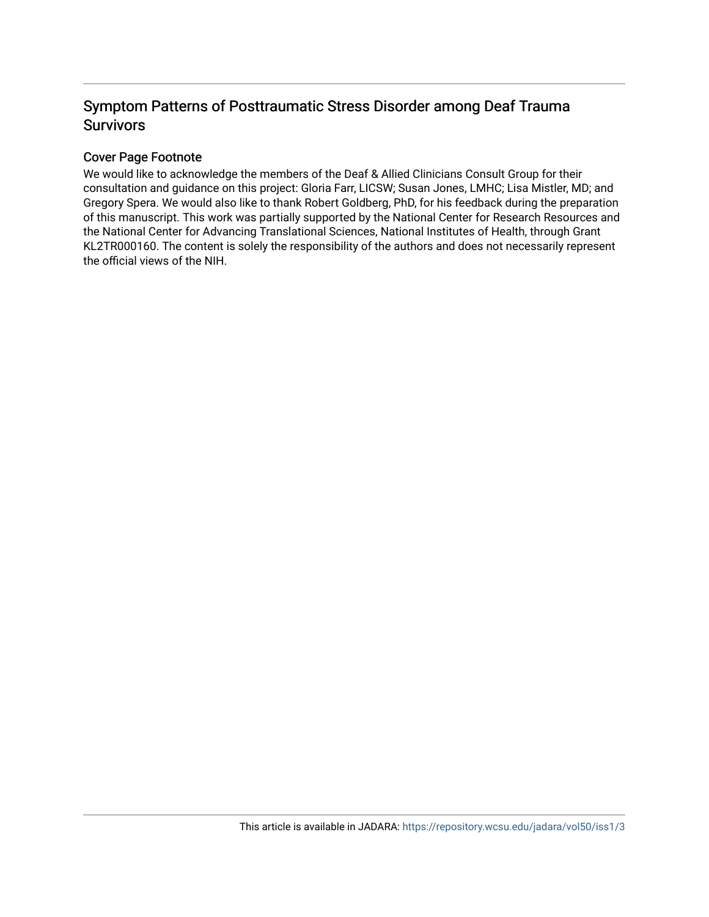# Symptom Patterns of Posttraumatic Stress Disorder among Deaf Trauma Survivors

## Cover Page Footnote

We would like to acknowledge the members of the Deaf & Allied Clinicians Consult Group for their consultation and guidance on this project: Gloria Farr, LICSW; Susan Jones, LMHC; Lisa Mistler, MD; and Gregory Spera. We would also like to thank Robert Goldberg, PhD, for his feedback during the preparation of this manuscript. This work was partially supported by the National Center for Research Resources and the National Center for Advancing Translational Sciences, National Institutes of Health, through Grant KL2TR000160. The content is solely the responsibility of the authors and does not necessarily represent the official views of the NIH.

This article is available in JADARA: https://repository.wcsu.edu/jadara/vol50/iss1/3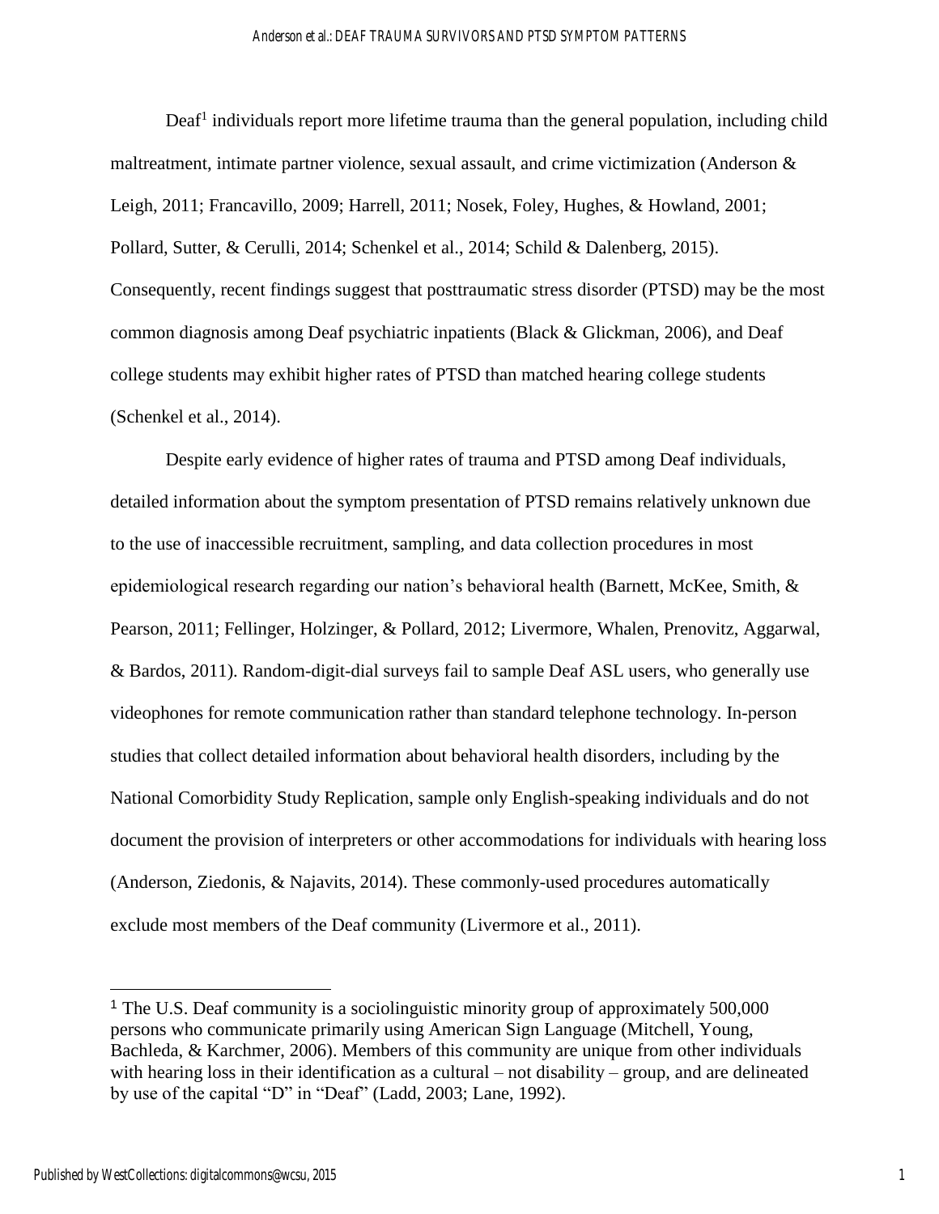Deaf[1] individuals report more lifetime trauma than the general population, including child maltreatment, intimate partner violence, sexual assault, and crime victimization (Anderson & Leigh, 2011; Francavillo, 2009; Harrell, 2011; Nosek, Foley, Hughes, & Howland, 2001; Pollard, Sutter, & Cerulli, 2014; Schenkel et al., 2014; Schild & Dalenberg, 2015). Consequently, recent findings suggest that posttraumatic stress disorder (PTSD) may be the most common diagnosis among Deaf psychiatric inpatients (Black & Glickman, 2006), and Deaf college students may exhibit higher rates of PTSD than matched hearing college students (Schenkel et al., 2014).

Despite early evidence of higher rates of trauma and PTSD among Deaf individuals, detailed information about the symptom presentation of PTSD remains relatively unknown due to the use of inaccessible recruitment, sampling, and data collection procedures in most epidemiological research regarding our nation's behavioral health (Barnett, McKee, Smith, & Pearson, 2011; Fellinger, Holzinger, & Pollard, 2012; Livermore, Whalen, Prenovitz, Aggarwal, & Bardos, 2011). Random-digit-dial surveys fail to sample Deaf ASL users, who generally use videophones for remote communication rather than standard telephone technology. In-person studies that collect detailed information about behavioral health disorders, including by the National Comorbidity Study Replication, sample only English-speaking individuals and do not document the provision of interpreters or other accommodations for individuals with hearing loss (Anderson, Ziedonis, & Najavits, 2014). These commonly-used procedures automatically exclude most members of the Deaf community (Livermore et al., 2011).

[1] The U.S. Deaf community is a sociolinguistic minority group of approximately 500,000 persons who communicate primarily using American Sign Language (Mitchell, Young, Bachleda, & Karchmer, 2006). Members of this community are unique from other individuals with hearing loss in their identification as a cultural – not disability – group, and are delineated by use of the capital "D" in "Deaf" (Ladd, 2003; Lane, 1992).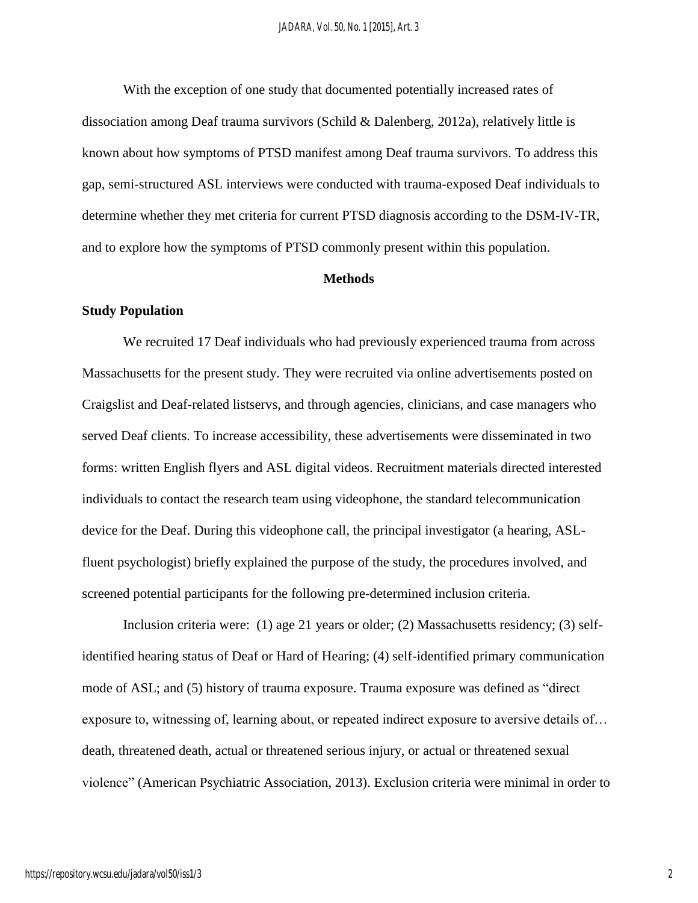With the exception of one study that documented potentially increased rates of dissociation among Deaf trauma survivors (Schild & Dalenberg, 2012a), relatively little is known about how symptoms of PTSD manifest among Deaf trauma survivors. To address this gap, semi-structured ASL interviews were conducted with trauma-exposed Deaf individuals to determine whether they met criteria for current PTSD diagnosis according to the DSM-IV-TR, and to explore how the symptoms of PTSD commonly present within this population.

## Methods

### Study Population

We recruited 17 Deaf individuals who had previously experienced trauma from across Massachusetts for the present study. They were recruited via online advertisements posted on Craigslist and Deaf-related listservs, and through agencies, clinicians, and case managers who served Deaf clients. To increase accessibility, these advertisements were disseminated in two forms: written English flyers and ASL digital videos. Recruitment materials directed interested individuals to contact the research team using videophone, the standard telecommunication device for the Deaf. During this videophone call, the principal investigator (a hearing, ASL-fluent psychologist) briefly explained the purpose of the study, the procedures involved, and screened potential participants for the following pre-determined inclusion criteria.

Inclusion criteria were: (1) age 21 years or older; (2) Massachusetts residency; (3) self-identified hearing status of Deaf or Hard of Hearing; (4) self-identified primary communication mode of ASL; and (5) history of trauma exposure. Trauma exposure was defined as "direct exposure to, witnessing of, learning about, or repeated indirect exposure to aversive details of… death, threatened death, actual or threatened serious injury, or actual or threatened sexual violence" (American Psychiatric Association, 2013). Exclusion criteria were minimal in order to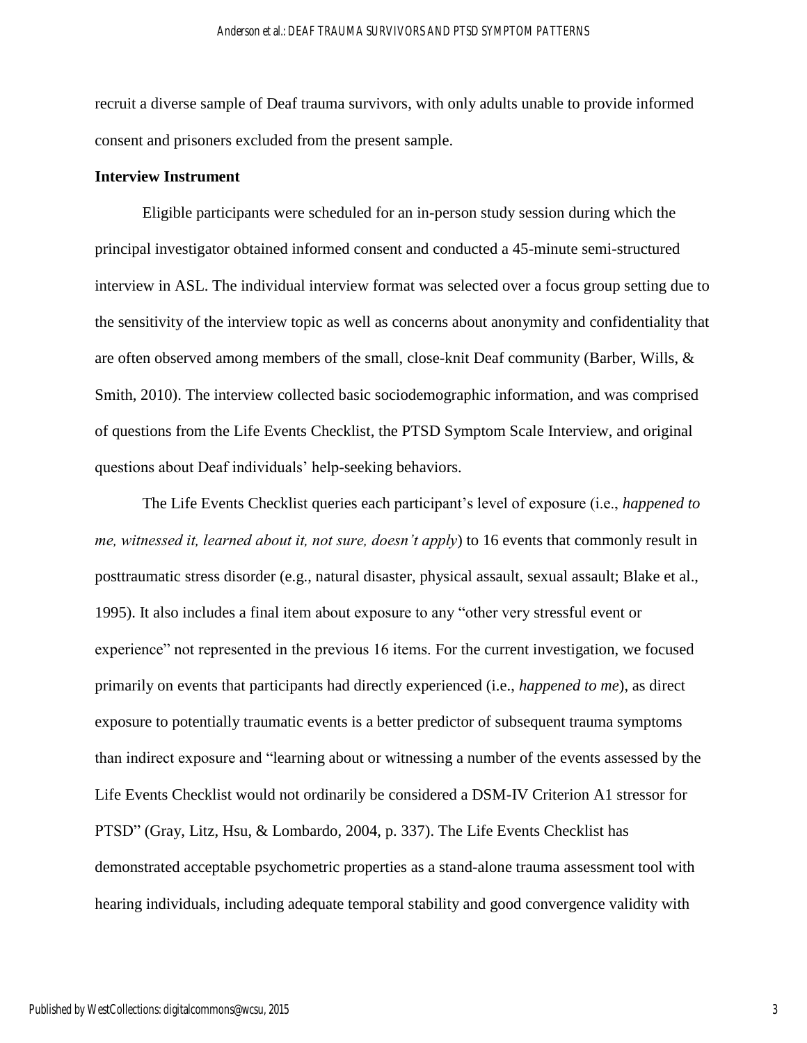recruit a diverse sample of Deaf trauma survivors, with only adults unable to provide informed consent and prisoners excluded from the present sample.

**Interview Instrument**

Eligible participants were scheduled for an in-person study session during which the principal investigator obtained informed consent and conducted a 45-minute semi-structured interview in ASL. The individual interview format was selected over a focus group setting due to the sensitivity of the interview topic as well as concerns about anonymity and confidentiality that are often observed among members of the small, close-knit Deaf community (Barber, Wills, & Smith, 2010). The interview collected basic sociodemographic information, and was comprised of questions from the Life Events Checklist, the PTSD Symptom Scale Interview, and original questions about Deaf individuals' help-seeking behaviors.

The Life Events Checklist queries each participant's level of exposure (i.e., *happened to me, witnessed it, learned about it, not sure, doesn't apply*) to 16 events that commonly result in posttraumatic stress disorder (e.g., natural disaster, physical assault, sexual assault; Blake et al., 1995). It also includes a final item about exposure to any "other very stressful event or experience" not represented in the previous 16 items. For the current investigation, we focused primarily on events that participants had directly experienced (i.e., *happened to me*), as direct exposure to potentially traumatic events is a better predictor of subsequent trauma symptoms than indirect exposure and "learning about or witnessing a number of the events assessed by the Life Events Checklist would not ordinarily be considered a DSM-IV Criterion A1 stressor for PTSD" (Gray, Litz, Hsu, & Lombardo, 2004, p. 337). The Life Events Checklist has demonstrated acceptable psychometric properties as a stand-alone trauma assessment tool with hearing individuals, including adequate temporal stability and good convergence validity with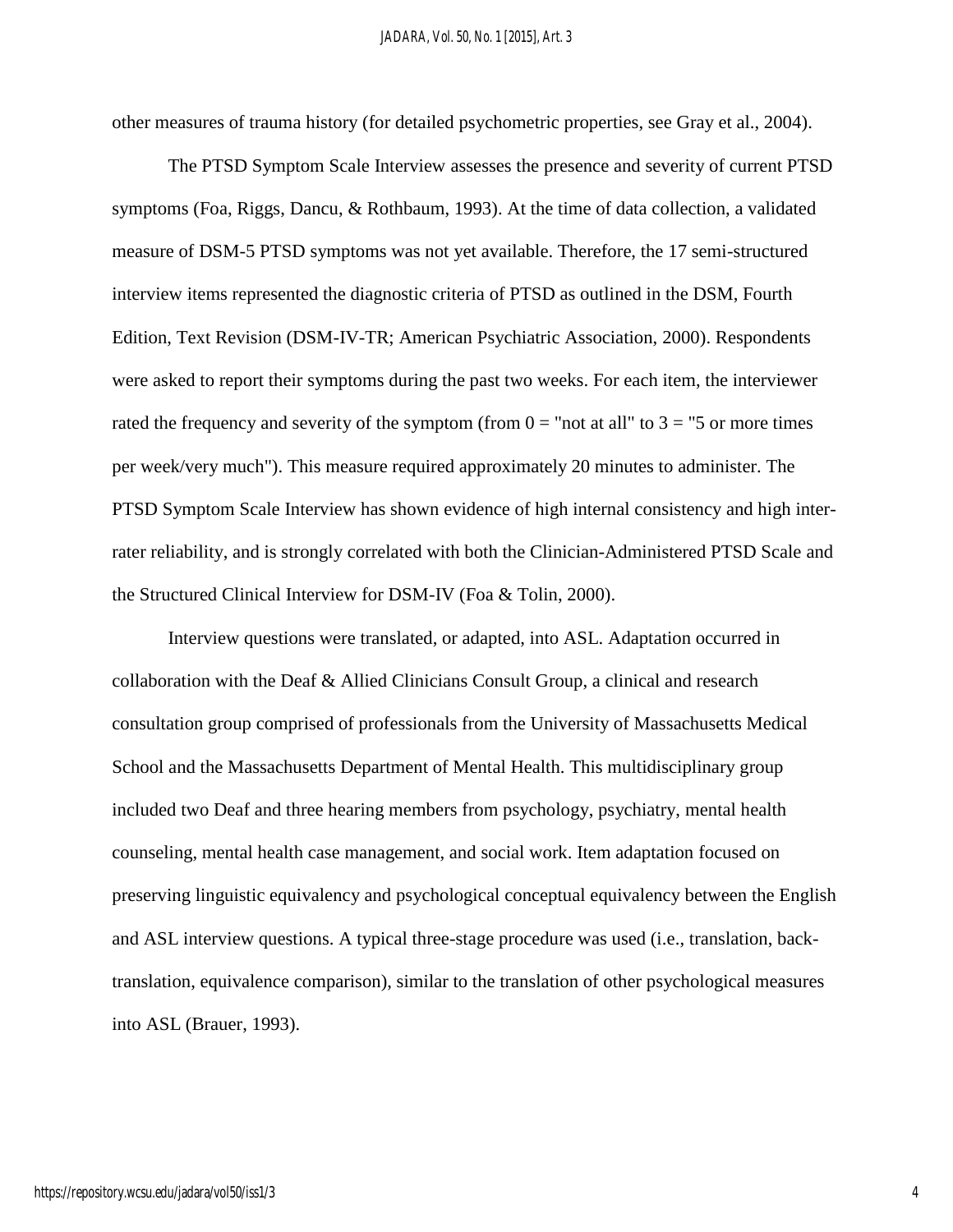other measures of trauma history (for detailed psychometric properties, see Gray et al., 2004).

The PTSD Symptom Scale Interview assesses the presence and severity of current PTSD symptoms (Foa, Riggs, Dancu, & Rothbaum, 1993). At the time of data collection, a validated measure of DSM-5 PTSD symptoms was not yet available. Therefore, the 17 semi-structured interview items represented the diagnostic criteria of PTSD as outlined in the DSM, Fourth Edition, Text Revision (DSM-IV-TR; American Psychiatric Association, 2000). Respondents were asked to report their symptoms during the past two weeks. For each item, the interviewer rated the frequency and severity of the symptom (from 0 = "not at all" to 3 = "5 or more times per week/very much"). This measure required approximately 20 minutes to administer. The PTSD Symptom Scale Interview has shown evidence of high internal consistency and high inter-rater reliability, and is strongly correlated with both the Clinician-Administered PTSD Scale and the Structured Clinical Interview for DSM-IV (Foa & Tolin, 2000).

Interview questions were translated, or adapted, into ASL. Adaptation occurred in collaboration with the Deaf & Allied Clinicians Consult Group, a clinical and research consultation group comprised of professionals from the University of Massachusetts Medical School and the Massachusetts Department of Mental Health. This multidisciplinary group included two Deaf and three hearing members from psychology, psychiatry, mental health counseling, mental health case management, and social work. Item adaptation focused on preserving linguistic equivalency and psychological conceptual equivalency between the English and ASL interview questions. A typical three-stage procedure was used (i.e., translation, back-translation, equivalence comparison), similar to the translation of other psychological measures into ASL (Brauer, 1993).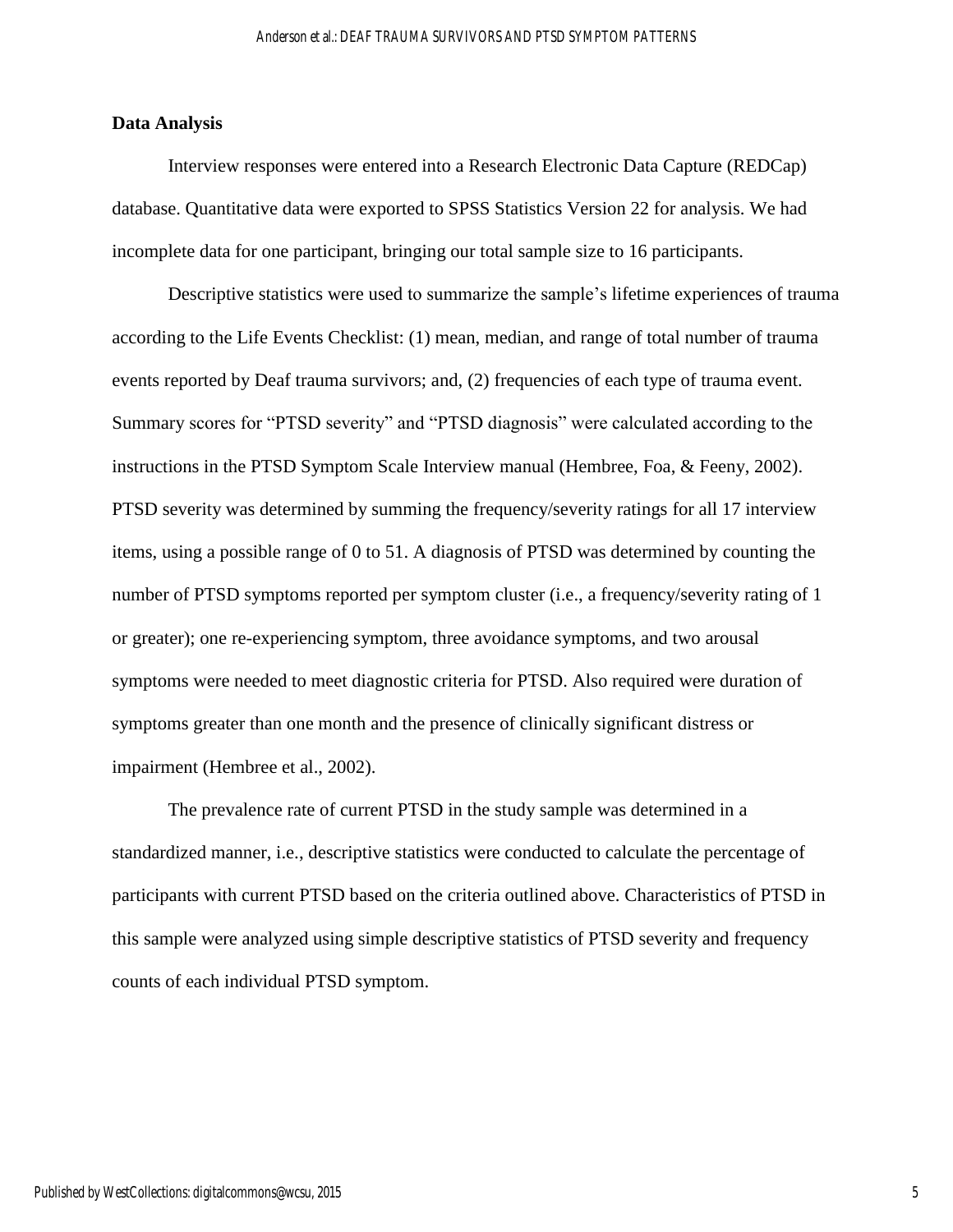### Data Analysis

Interview responses were entered into a Research Electronic Data Capture (REDCap) database. Quantitative data were exported to SPSS Statistics Version 22 for analysis. We had incomplete data for one participant, bringing our total sample size to 16 participants.

Descriptive statistics were used to summarize the sample's lifetime experiences of trauma according to the Life Events Checklist: (1) mean, median, and range of total number of trauma events reported by Deaf trauma survivors; and, (2) frequencies of each type of trauma event. Summary scores for "PTSD severity" and "PTSD diagnosis" were calculated according to the instructions in the PTSD Symptom Scale Interview manual (Hembree, Foa, & Feeny, 2002). PTSD severity was determined by summing the frequency/severity ratings for all 17 interview items, using a possible range of 0 to 51. A diagnosis of PTSD was determined by counting the number of PTSD symptoms reported per symptom cluster (i.e., a frequency/severity rating of 1 or greater); one re-experiencing symptom, three avoidance symptoms, and two arousal symptoms were needed to meet diagnostic criteria for PTSD. Also required were duration of symptoms greater than one month and the presence of clinically significant distress or impairment (Hembree et al., 2002).

The prevalence rate of current PTSD in the study sample was determined in a standardized manner, i.e., descriptive statistics were conducted to calculate the percentage of participants with current PTSD based on the criteria outlined above. Characteristics of PTSD in this sample were analyzed using simple descriptive statistics of PTSD severity and frequency counts of each individual PTSD symptom.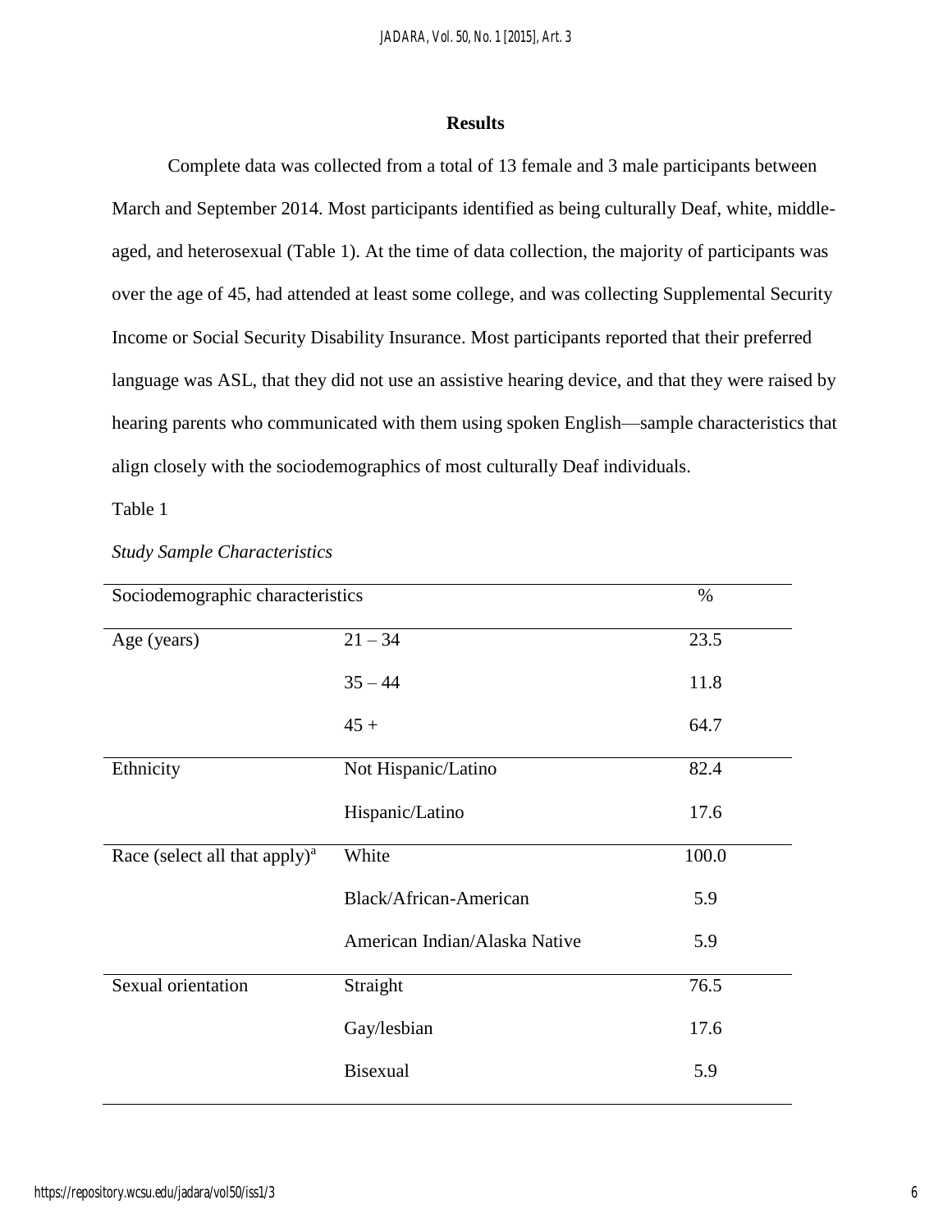## Results

Complete data was collected from a total of 13 female and 3 male participants between March and September 2014. Most participants identified as being culturally Deaf, white, middle-aged, and heterosexual (Table 1). At the time of data collection, the majority of participants was over the age of 45, had attended at least some college, and was collecting Supplemental Security Income or Social Security Disability Insurance. Most participants reported that their preferred language was ASL, that they did not use an assistive hearing device, and that they were raised by hearing parents who communicated with them using spoken English—sample characteristics that align closely with the sociodemographics of most culturally Deaf individuals.

Table 1

*Study Sample Characteristics*

| Sociodemographic characteristics | | % |
|---|---|---|
| Age (years) | 21 – 34 | 23.5 |
| | 35 – 44 | 11.8 |
| | 45 + | 64.7 |
| Ethnicity | Not Hispanic/Latino | 82.4 |
| | Hispanic/Latino | 17.6 |
| Race (select all that apply)[a] | White | 100.0 |
| | Black/African-American | 5.9 |
| | American Indian/Alaska Native | 5.9 |
| Sexual orientation | Straight | 76.5 |
| | Gay/lesbian | 17.6 |
| | Bisexual | 5.9 |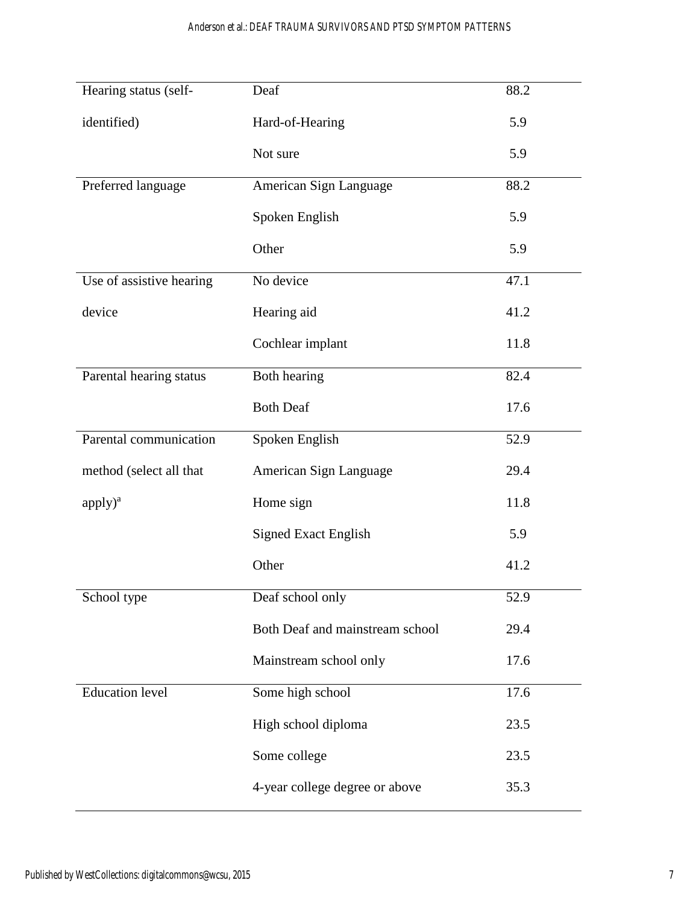| | | |
|---|---|---|
| Hearing status (self-identified) | Deaf | 88.2 |
| | Hard-of-Hearing | 5.9 |
| | Not sure | 5.9 |
| Preferred language | American Sign Language | 88.2 |
| | Spoken English | 5.9 |
| | Other | 5.9 |
| Use of assistive hearing device | No device | 47.1 |
| | Hearing aid | 41.2 |
| | Cochlear implant | 11.8 |
| Parental hearing status | Both hearing | 82.4 |
| | Both Deaf | 17.6 |
| Parental communication method (select all that apply)[a] | Spoken English | 52.9 |
| | American Sign Language | 29.4 |
| | Home sign | 11.8 |
| | Signed Exact English | 5.9 |
| | Other | 41.2 |
| School type | Deaf school only | 52.9 |
| | Both Deaf and mainstream school | 29.4 |
| | Mainstream school only | 17.6 |
| Education level | Some high school | 17.6 |
| | High school diploma | 23.5 |
| | Some college | 23.5 |
| | 4-year college degree or above | 35.3 |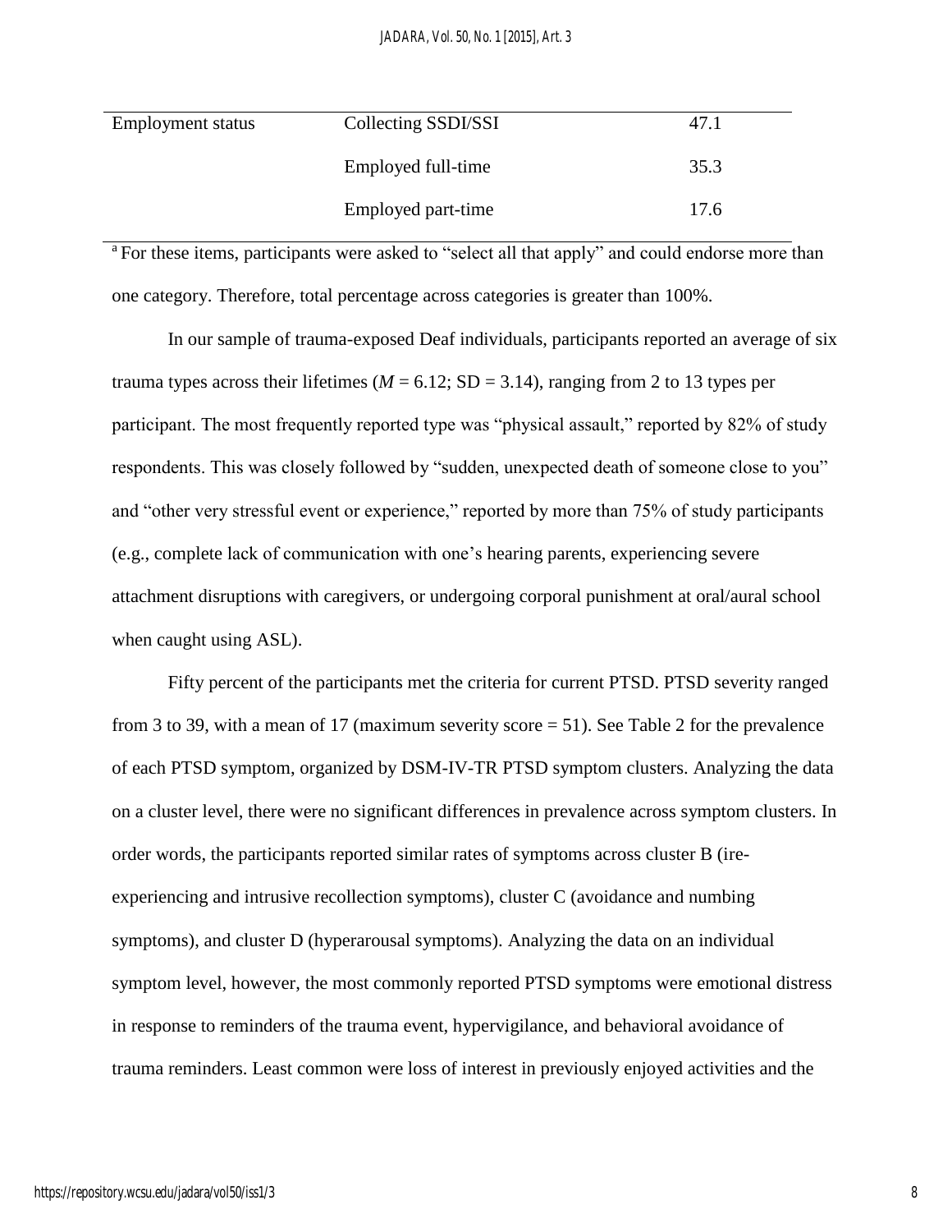| | | |
|---|---|---|
| Employment status | Collecting SSDI/SSI | 47.1 |
| | Employed full-time | 35.3 |
| | Employed part-time | 17.6 |

[a] For these items, participants were asked to "select all that apply" and could endorse more than one category. Therefore, total percentage across categories is greater than 100%.

In our sample of trauma-exposed Deaf individuals, participants reported an average of six trauma types across their lifetimes ($M$ = 6.12; SD = 3.14), ranging from 2 to 13 types per participant. The most frequently reported type was "physical assault," reported by 82% of study respondents. This was closely followed by "sudden, unexpected death of someone close to you" and "other very stressful event or experience," reported by more than 75% of study participants (e.g., complete lack of communication with one's hearing parents, experiencing severe attachment disruptions with caregivers, or undergoing corporal punishment at oral/aural school when caught using ASL).

Fifty percent of the participants met the criteria for current PTSD. PTSD severity ranged from 3 to 39, with a mean of 17 (maximum severity score = 51). See Table 2 for the prevalence of each PTSD symptom, organized by DSM-IV-TR PTSD symptom clusters. Analyzing the data on a cluster level, there were no significant differences in prevalence across symptom clusters. In order words, the participants reported similar rates of symptoms across cluster B (ire-experiencing and intrusive recollection symptoms), cluster C (avoidance and numbing symptoms), and cluster D (hyperarousal symptoms). Analyzing the data on an individual symptom level, however, the most commonly reported PTSD symptoms were emotional distress in response to reminders of the trauma event, hypervigilance, and behavioral avoidance of trauma reminders. Least common were loss of interest in previously enjoyed activities and the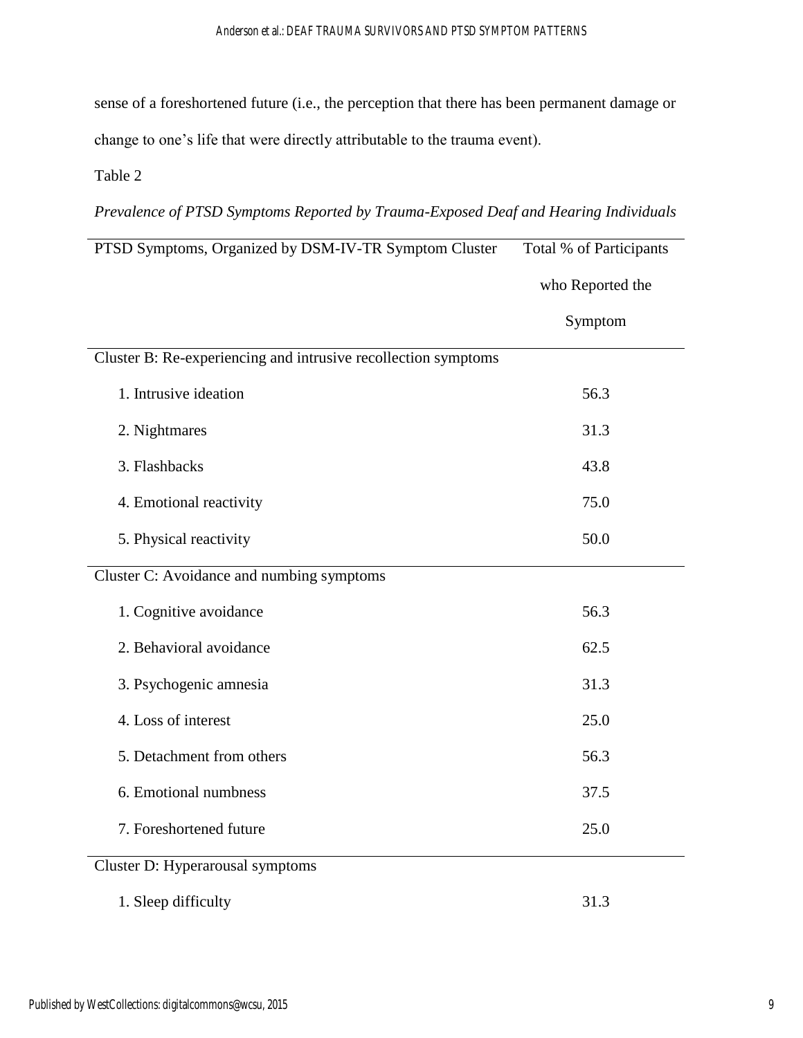sense of a foreshortened future (i.e., the perception that there has been permanent damage or change to one's life that were directly attributable to the trauma event).

Table 2

*Prevalence of PTSD Symptoms Reported by Trauma-Exposed Deaf and Hearing Individuals*

| PTSD Symptoms, Organized by DSM-IV-TR Symptom Cluster | Total % of Participants who Reported the Symptom |
|---|---|
| Cluster B: Re-experiencing and intrusive recollection symptoms | |
| 1. Intrusive ideation | 56.3 |
| 2. Nightmares | 31.3 |
| 3. Flashbacks | 43.8 |
| 4. Emotional reactivity | 75.0 |
| 5. Physical reactivity | 50.0 |
| Cluster C: Avoidance and numbing symptoms | |
| 1. Cognitive avoidance | 56.3 |
| 2. Behavioral avoidance | 62.5 |
| 3. Psychogenic amnesia | 31.3 |
| 4. Loss of interest | 25.0 |
| 5. Detachment from others | 56.3 |
| 6. Emotional numbness | 37.5 |
| 7. Foreshortened future | 25.0 |
| Cluster D: Hyperarousal symptoms | |
| 1. Sleep difficulty | 31.3 |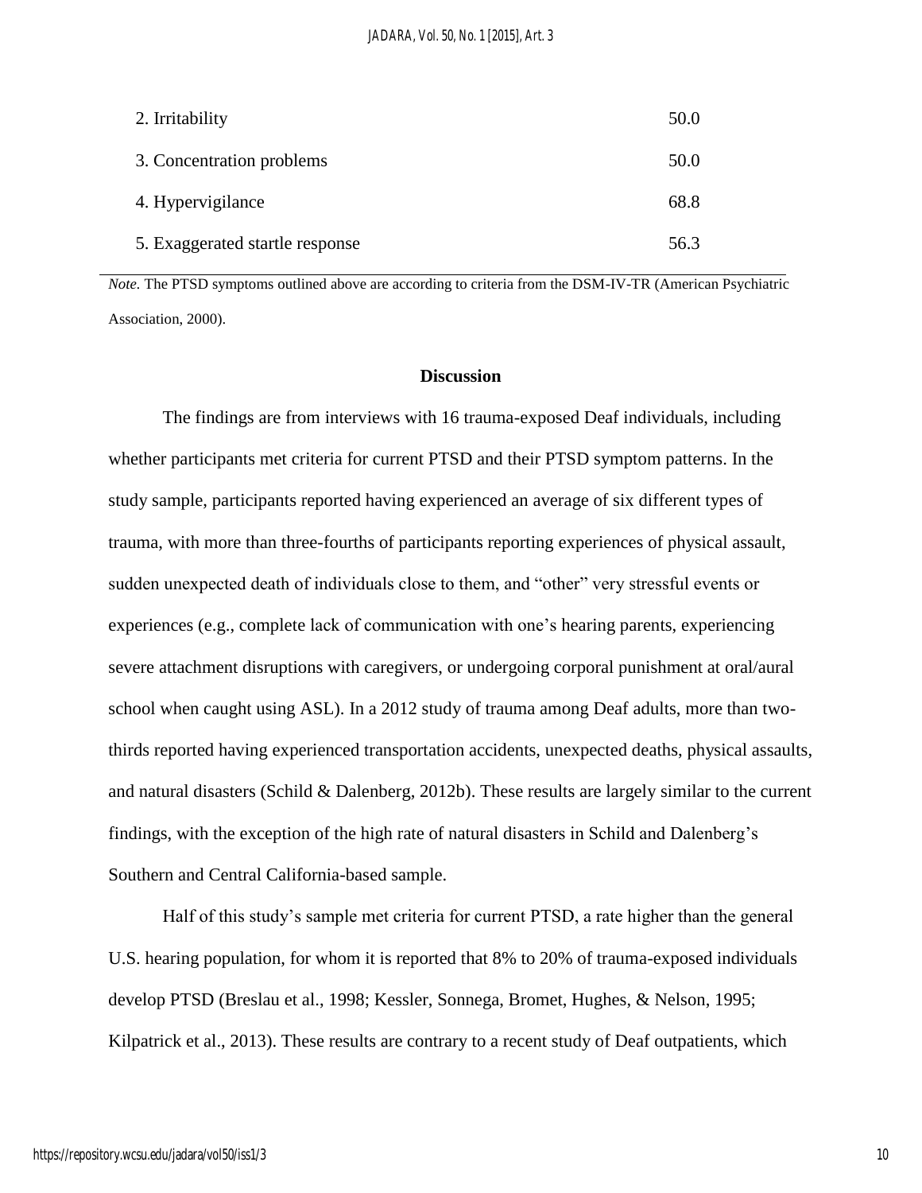| | |
|---|---|
| 2. Irritability | 50.0 |
| 3. Concentration problems | 50.0 |
| 4. Hypervigilance | 68.8 |
| 5. Exaggerated startle response | 56.3 |

*Note.* The PTSD symptoms outlined above are according to criteria from the DSM-IV-TR (American Psychiatric Association, 2000).

## Discussion

The findings are from interviews with 16 trauma-exposed Deaf individuals, including whether participants met criteria for current PTSD and their PTSD symptom patterns. In the study sample, participants reported having experienced an average of six different types of trauma, with more than three-fourths of participants reporting experiences of physical assault, sudden unexpected death of individuals close to them, and "other" very stressful events or experiences (e.g., complete lack of communication with one's hearing parents, experiencing severe attachment disruptions with caregivers, or undergoing corporal punishment at oral/aural school when caught using ASL). In a 2012 study of trauma among Deaf adults, more than two-thirds reported having experienced transportation accidents, unexpected deaths, physical assaults, and natural disasters (Schild & Dalenberg, 2012b). These results are largely similar to the current findings, with the exception of the high rate of natural disasters in Schild and Dalenberg's Southern and Central California-based sample.

Half of this study's sample met criteria for current PTSD, a rate higher than the general U.S. hearing population, for whom it is reported that 8% to 20% of trauma-exposed individuals develop PTSD (Breslau et al., 1998; Kessler, Sonnega, Bromet, Hughes, & Nelson, 1995; Kilpatrick et al., 2013). These results are contrary to a recent study of Deaf outpatients, which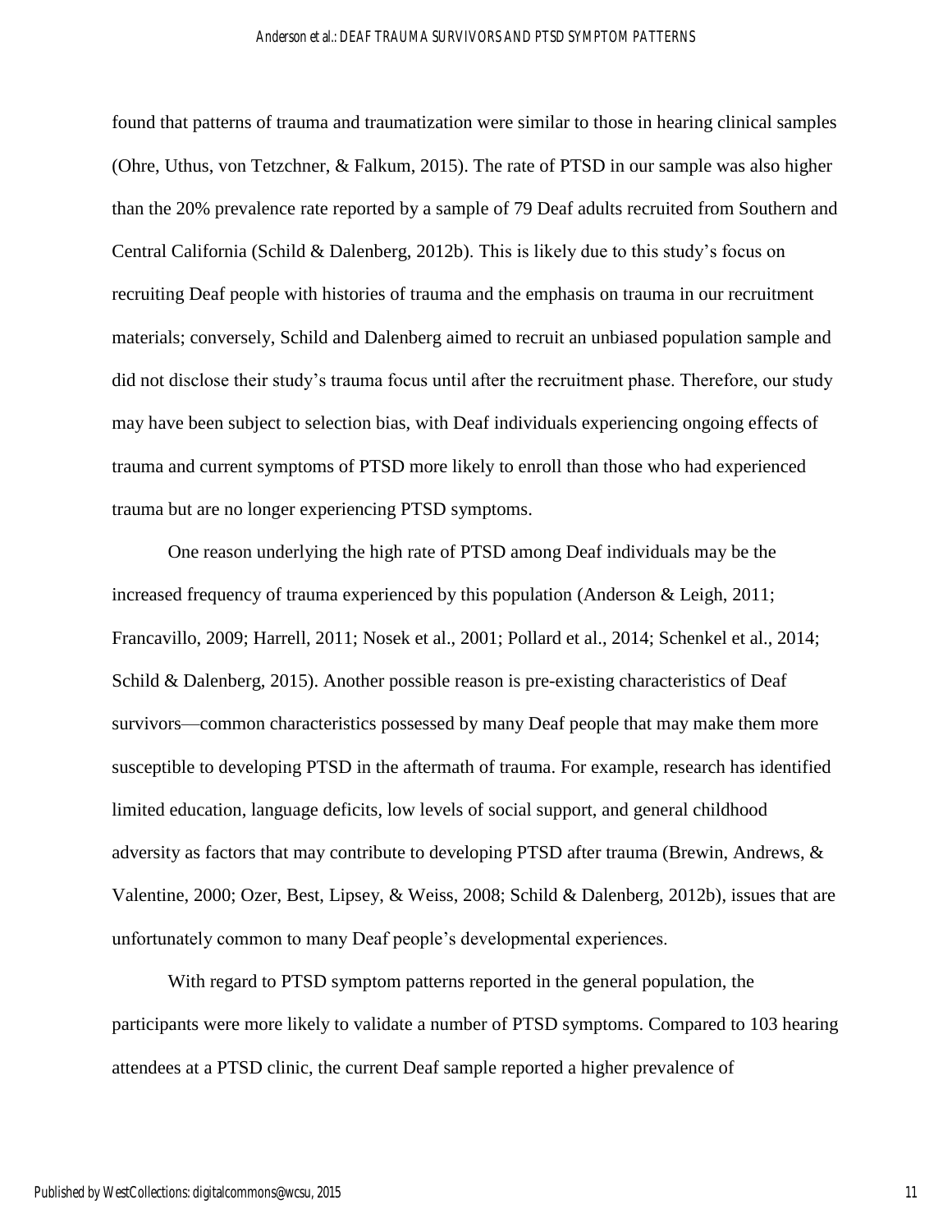found that patterns of trauma and traumatization were similar to those in hearing clinical samples (Ohre, Uthus, von Tetzchner, & Falkum, 2015). The rate of PTSD in our sample was also higher than the 20% prevalence rate reported by a sample of 79 Deaf adults recruited from Southern and Central California (Schild & Dalenberg, 2012b). This is likely due to this study's focus on recruiting Deaf people with histories of trauma and the emphasis on trauma in our recruitment materials; conversely, Schild and Dalenberg aimed to recruit an unbiased population sample and did not disclose their study's trauma focus until after the recruitment phase. Therefore, our study may have been subject to selection bias, with Deaf individuals experiencing ongoing effects of trauma and current symptoms of PTSD more likely to enroll than those who had experienced trauma but are no longer experiencing PTSD symptoms.

One reason underlying the high rate of PTSD among Deaf individuals may be the increased frequency of trauma experienced by this population (Anderson & Leigh, 2011; Francavillo, 2009; Harrell, 2011; Nosek et al., 2001; Pollard et al., 2014; Schenkel et al., 2014; Schild & Dalenberg, 2015). Another possible reason is pre-existing characteristics of Deaf survivors—common characteristics possessed by many Deaf people that may make them more susceptible to developing PTSD in the aftermath of trauma. For example, research has identified limited education, language deficits, low levels of social support, and general childhood adversity as factors that may contribute to developing PTSD after trauma (Brewin, Andrews, & Valentine, 2000; Ozer, Best, Lipsey, & Weiss, 2008; Schild & Dalenberg, 2012b), issues that are unfortunately common to many Deaf people's developmental experiences.

With regard to PTSD symptom patterns reported in the general population, the participants were more likely to validate a number of PTSD symptoms. Compared to 103 hearing attendees at a PTSD clinic, the current Deaf sample reported a higher prevalence of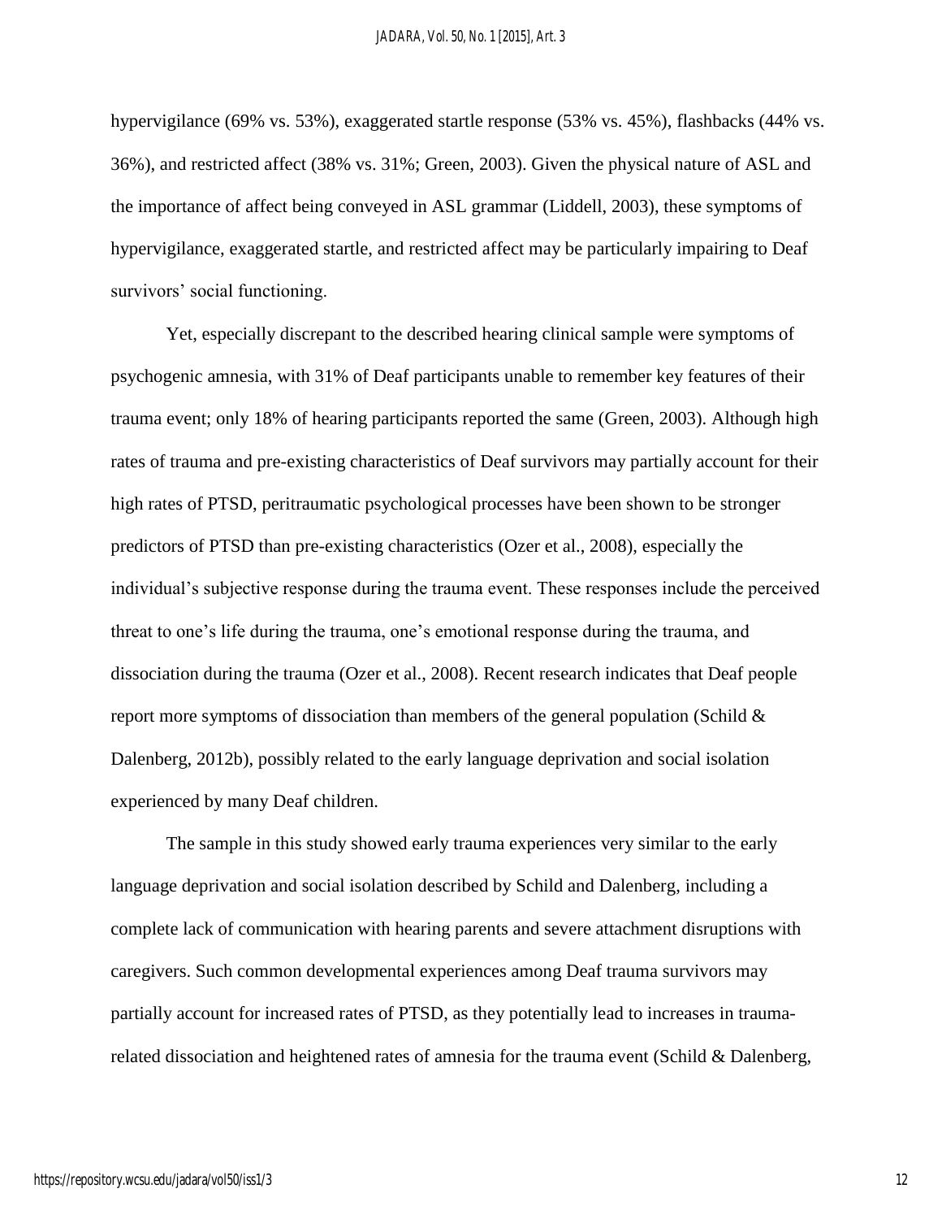hypervigilance (69% vs. 53%), exaggerated startle response (53% vs. 45%), flashbacks (44% vs. 36%), and restricted affect (38% vs. 31%; Green, 2003). Given the physical nature of ASL and the importance of affect being conveyed in ASL grammar (Liddell, 2003), these symptoms of hypervigilance, exaggerated startle, and restricted affect may be particularly impairing to Deaf survivors' social functioning.

Yet, especially discrepant to the described hearing clinical sample were symptoms of psychogenic amnesia, with 31% of Deaf participants unable to remember key features of their trauma event; only 18% of hearing participants reported the same (Green, 2003). Although high rates of trauma and pre-existing characteristics of Deaf survivors may partially account for their high rates of PTSD, peritraumatic psychological processes have been shown to be stronger predictors of PTSD than pre-existing characteristics (Ozer et al., 2008), especially the individual's subjective response during the trauma event. These responses include the perceived threat to one's life during the trauma, one's emotional response during the trauma, and dissociation during the trauma (Ozer et al., 2008). Recent research indicates that Deaf people report more symptoms of dissociation than members of the general population (Schild & Dalenberg, 2012b), possibly related to the early language deprivation and social isolation experienced by many Deaf children.

The sample in this study showed early trauma experiences very similar to the early language deprivation and social isolation described by Schild and Dalenberg, including a complete lack of communication with hearing parents and severe attachment disruptions with caregivers. Such common developmental experiences among Deaf trauma survivors may partially account for increased rates of PTSD, as they potentially lead to increases in trauma-related dissociation and heightened rates of amnesia for the trauma event (Schild & Dalenberg,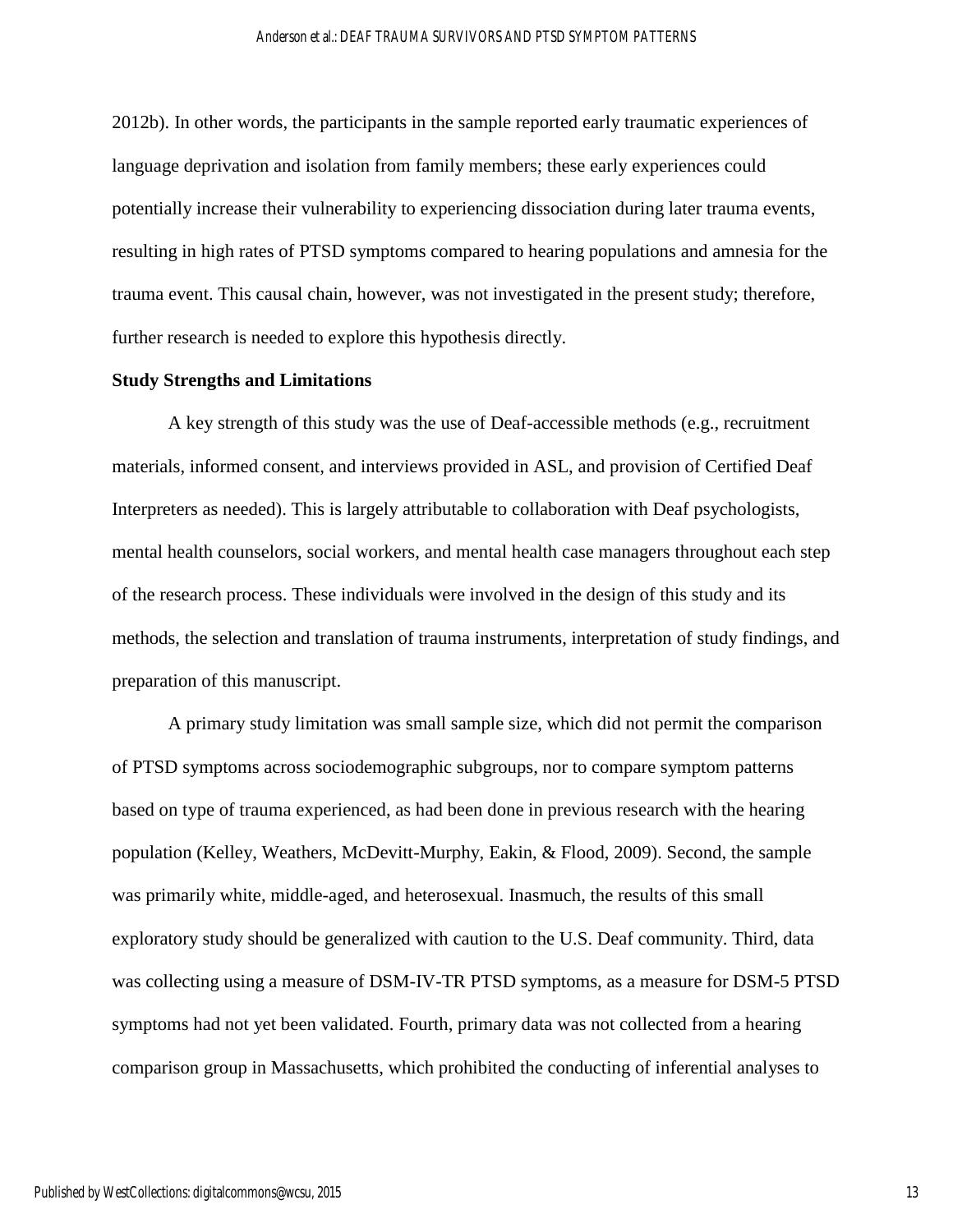2012b). In other words, the participants in the sample reported early traumatic experiences of language deprivation and isolation from family members; these early experiences could potentially increase their vulnerability to experiencing dissociation during later trauma events, resulting in high rates of PTSD symptoms compared to hearing populations and amnesia for the trauma event. This causal chain, however, was not investigated in the present study; therefore, further research is needed to explore this hypothesis directly.

**Study Strengths and Limitations**

A key strength of this study was the use of Deaf-accessible methods (e.g., recruitment materials, informed consent, and interviews provided in ASL, and provision of Certified Deaf Interpreters as needed). This is largely attributable to collaboration with Deaf psychologists, mental health counselors, social workers, and mental health case managers throughout each step of the research process. These individuals were involved in the design of this study and its methods, the selection and translation of trauma instruments, interpretation of study findings, and preparation of this manuscript.

A primary study limitation was small sample size, which did not permit the comparison of PTSD symptoms across sociodemographic subgroups, nor to compare symptom patterns based on type of trauma experienced, as had been done in previous research with the hearing population (Kelley, Weathers, McDevitt-Murphy, Eakin, & Flood, 2009). Second, the sample was primarily white, middle-aged, and heterosexual. Inasmuch, the results of this small exploratory study should be generalized with caution to the U.S. Deaf community. Third, data was collecting using a measure of DSM-IV-TR PTSD symptoms, as a measure for DSM-5 PTSD symptoms had not yet been validated. Fourth, primary data was not collected from a hearing comparison group in Massachusetts, which prohibited the conducting of inferential analyses to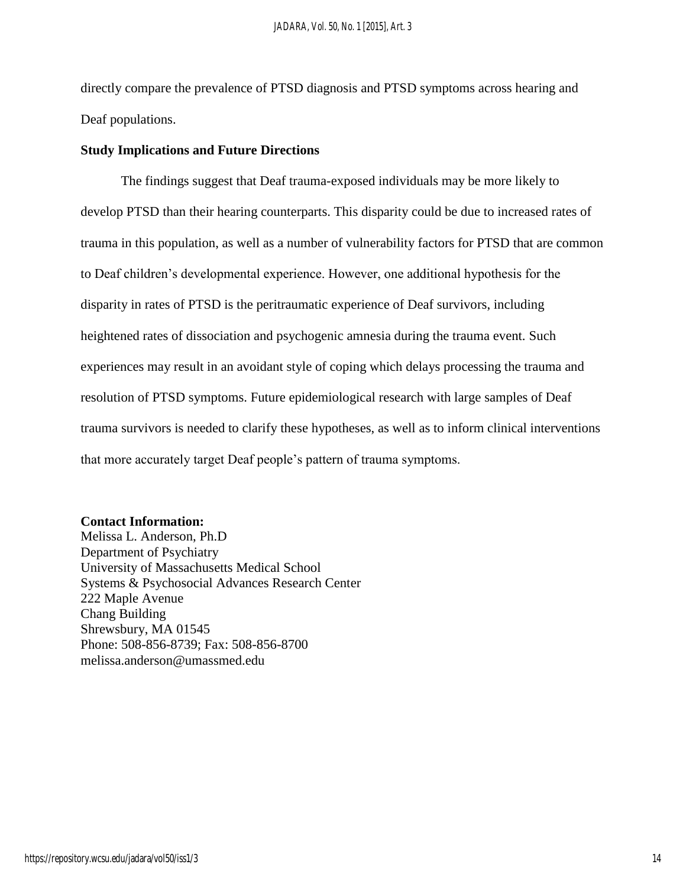directly compare the prevalence of PTSD diagnosis and PTSD symptoms across hearing and Deaf populations.

**Study Implications and Future Directions**

The findings suggest that Deaf trauma-exposed individuals may be more likely to develop PTSD than their hearing counterparts. This disparity could be due to increased rates of trauma in this population, as well as a number of vulnerability factors for PTSD that are common to Deaf children's developmental experience. However, one additional hypothesis for the disparity in rates of PTSD is the peritraumatic experience of Deaf survivors, including heightened rates of dissociation and psychogenic amnesia during the trauma event. Such experiences may result in an avoidant style of coping which delays processing the trauma and resolution of PTSD symptoms. Future epidemiological research with large samples of Deaf trauma survivors is needed to clarify these hypotheses, as well as to inform clinical interventions that more accurately target Deaf people's pattern of trauma symptoms.

**Contact Information:**
Melissa L. Anderson, Ph.D
Department of Psychiatry
University of Massachusetts Medical School
Systems & Psychosocial Advances Research Center
222 Maple Avenue
Chang Building
Shrewsbury, MA 01545
Phone: 508-856-8739; Fax: 508-856-8700
melissa.anderson@umassmed.edu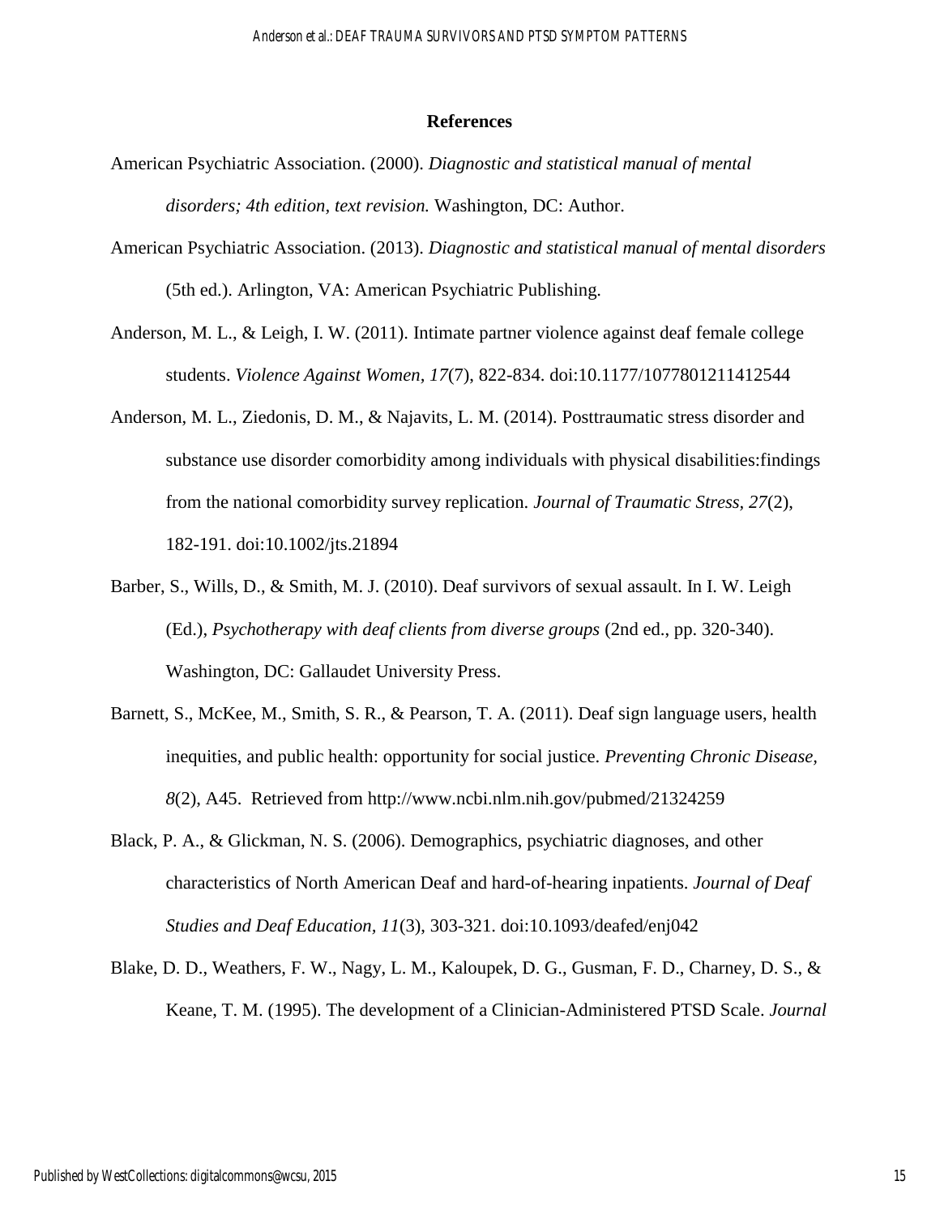## References

American Psychiatric Association. (2000). *Diagnostic and statistical manual of mental disorders; 4th edition, text revision.* Washington, DC: Author.

American Psychiatric Association. (2013). *Diagnostic and statistical manual of mental disorders* (5th ed.). Arlington, VA: American Psychiatric Publishing.

Anderson, M. L., & Leigh, I. W. (2011). Intimate partner violence against deaf female college students. *Violence Against Women*, *17*(7), 822-834. doi:10.1177/1077801211412544

Anderson, M. L., Ziedonis, D. M., & Najavits, L. M. (2014). Posttraumatic stress disorder and substance use disorder comorbidity among individuals with physical disabilities:findings from the national comorbidity survey replication. *Journal of Traumatic Stress*, *27*(2), 182-191. doi:10.1002/jts.21894

Barber, S., Wills, D., & Smith, M. J. (2010). Deaf survivors of sexual assault. In I. W. Leigh (Ed.), *Psychotherapy with deaf clients from diverse groups* (2nd ed., pp. 320-340). Washington, DC: Gallaudet University Press.

Barnett, S., McKee, M., Smith, S. R., & Pearson, T. A. (2011). Deaf sign language users, health inequities, and public health: opportunity for social justice. *Preventing Chronic Disease, 8*(2), A45. Retrieved from http://www.ncbi.nlm.nih.gov/pubmed/21324259

Black, P. A., & Glickman, N. S. (2006). Demographics, psychiatric diagnoses, and other characteristics of North American Deaf and hard-of-hearing inpatients. *Journal of Deaf Studies and Deaf Education, 11*(3), 303-321. doi:10.1093/deafed/enj042

Blake, D. D., Weathers, F. W., Nagy, L. M., Kaloupek, D. G., Gusman, F. D., Charney, D. S., & Keane, T. M. (1995). The development of a Clinician-Administered PTSD Scale. *Journal*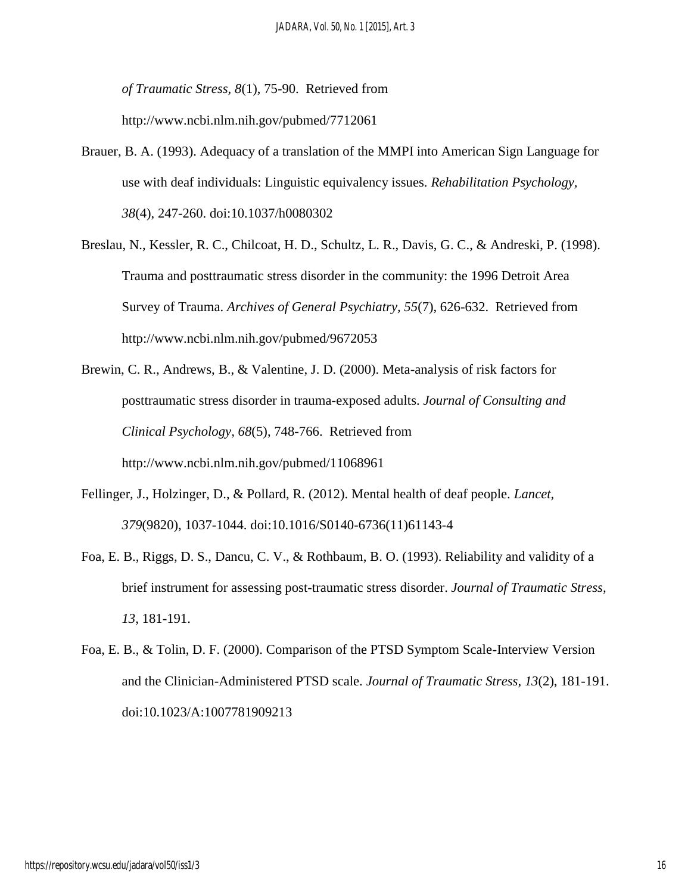*of Traumatic Stress, 8*(1), 75-90. Retrieved from http://www.ncbi.nlm.nih.gov/pubmed/7712061

Brauer, B. A. (1993). Adequacy of a translation of the MMPI into American Sign Language for use with deaf individuals: Linguistic equivalency issues. *Rehabilitation Psychology, 38*(4), 247-260. doi:10.1037/h0080302

Breslau, N., Kessler, R. C., Chilcoat, H. D., Schultz, L. R., Davis, G. C., & Andreski, P. (1998). Trauma and posttraumatic stress disorder in the community: the 1996 Detroit Area Survey of Trauma. *Archives of General Psychiatry, 55*(7), 626-632. Retrieved from http://www.ncbi.nlm.nih.gov/pubmed/9672053

Brewin, C. R., Andrews, B., & Valentine, J. D. (2000). Meta-analysis of risk factors for posttraumatic stress disorder in trauma-exposed adults. *Journal of Consulting and Clinical Psychology, 68*(5), 748-766. Retrieved from http://www.ncbi.nlm.nih.gov/pubmed/11068961

Fellinger, J., Holzinger, D., & Pollard, R. (2012). Mental health of deaf people. *Lancet, 379*(9820), 1037-1044. doi:10.1016/S0140-6736(11)61143-4

Foa, E. B., Riggs, D. S., Dancu, C. V., & Rothbaum, B. O. (1993). Reliability and validity of a brief instrument for assessing post-traumatic stress disorder. *Journal of Traumatic Stress, 13*, 181-191.

Foa, E. B., & Tolin, D. F. (2000). Comparison of the PTSD Symptom Scale-Interview Version and the Clinician-Administered PTSD scale. *Journal of Traumatic Stress, 13*(2), 181-191. doi:10.1023/A:1007781909213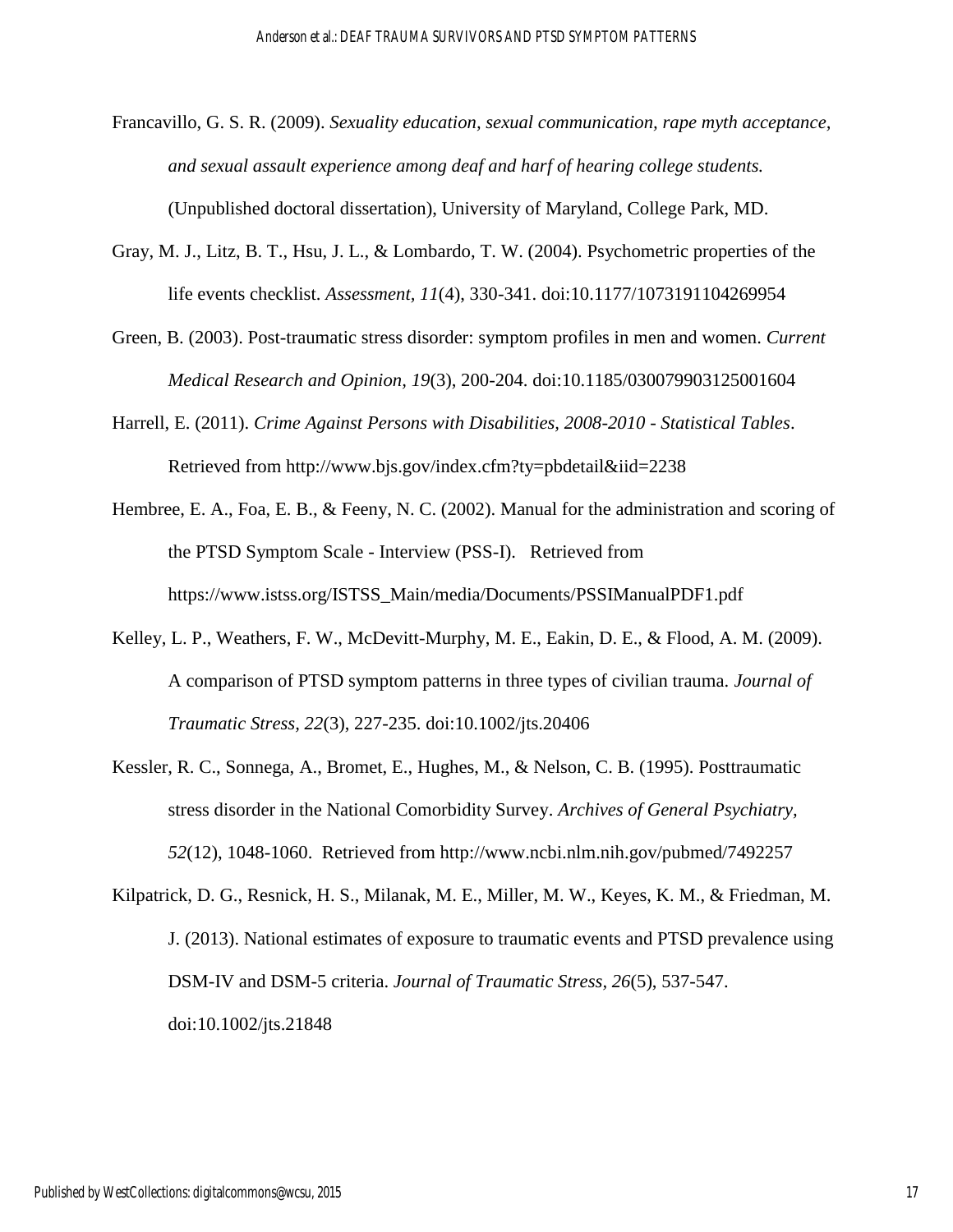Francavillo, G. S. R. (2009). *Sexuality education, sexual communication, rape myth acceptance, and sexual assault experience among deaf and harf of hearing college students.* (Unpublished doctoral dissertation), University of Maryland, College Park, MD.

Gray, M. J., Litz, B. T., Hsu, J. L., & Lombardo, T. W. (2004). Psychometric properties of the life events checklist. *Assessment, 11*(4), 330-341. doi:10.1177/1073191104269954

Green, B. (2003). Post-traumatic stress disorder: symptom profiles in men and women. *Current Medical Research and Opinion, 19*(3), 200-204. doi:10.1185/030079903125001604

Harrell, E. (2011). *Crime Against Persons with Disabilities, 2008-2010 - Statistical Tables*. Retrieved from http://www.bjs.gov/index.cfm?ty=pbdetail&iid=2238

Hembree, E. A., Foa, E. B., & Feeny, N. C. (2002). Manual for the administration and scoring of the PTSD Symptom Scale - Interview (PSS-I). Retrieved from https://www.istss.org/ISTSS_Main/media/Documents/PSSIManualPDF1.pdf

Kelley, L. P., Weathers, F. W., McDevitt-Murphy, M. E., Eakin, D. E., & Flood, A. M. (2009). A comparison of PTSD symptom patterns in three types of civilian trauma. *Journal of Traumatic Stress, 22*(3), 227-235. doi:10.1002/jts.20406

Kessler, R. C., Sonnega, A., Bromet, E., Hughes, M., & Nelson, C. B. (1995). Posttraumatic stress disorder in the National Comorbidity Survey. *Archives of General Psychiatry, 52*(12), 1048-1060. Retrieved from http://www.ncbi.nlm.nih.gov/pubmed/7492257

Kilpatrick, D. G., Resnick, H. S., Milanak, M. E., Miller, M. W., Keyes, K. M., & Friedman, M. J. (2013). National estimates of exposure to traumatic events and PTSD prevalence using DSM-IV and DSM-5 criteria. *Journal of Traumatic Stress, 26*(5), 537-547. doi:10.1002/jts.21848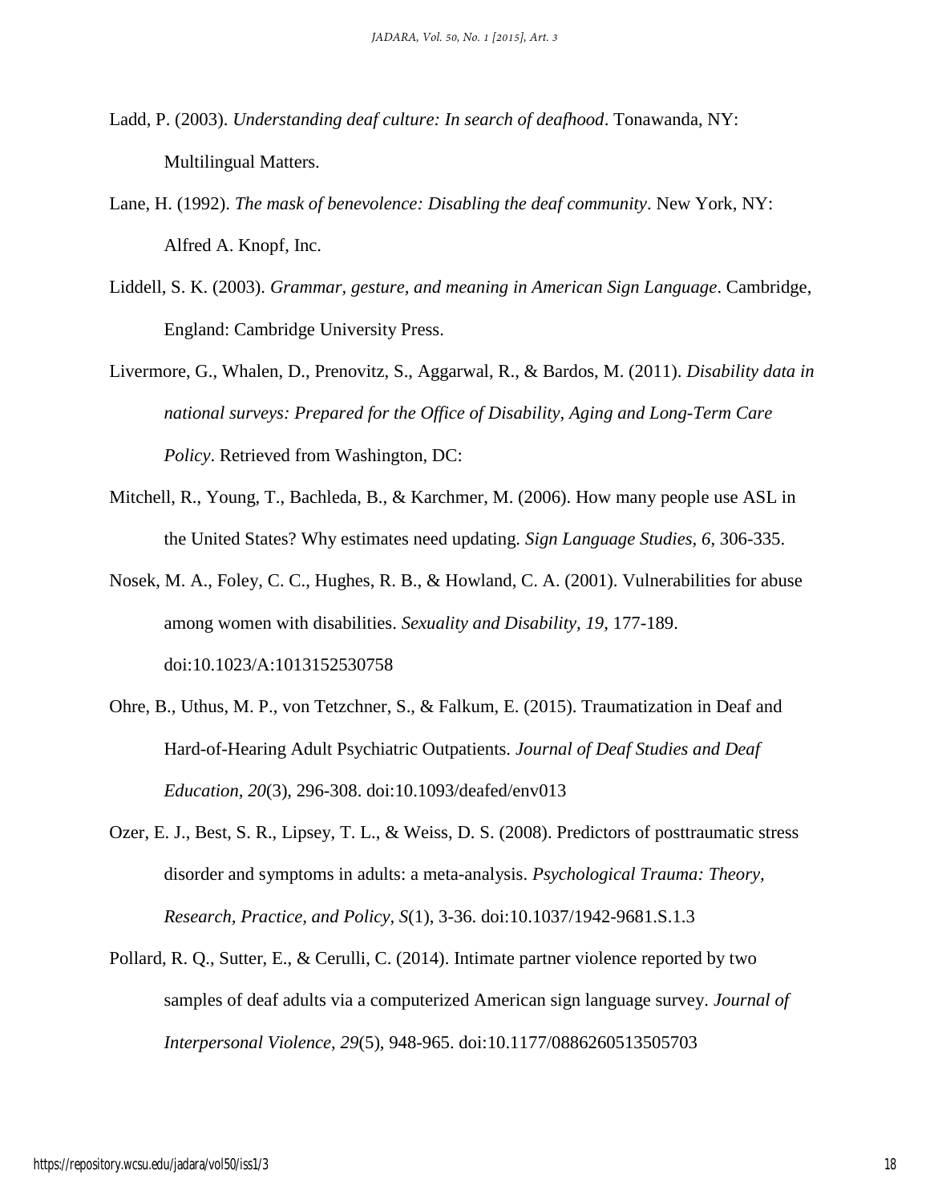Ladd, P. (2003). *Understanding deaf culture: In search of deafhood*. Tonawanda, NY: Multilingual Matters.

Lane, H. (1992). *The mask of benevolence: Disabling the deaf community*. New York, NY: Alfred A. Knopf, Inc.

Liddell, S. K. (2003). *Grammar, gesture, and meaning in American Sign Language*. Cambridge, England: Cambridge University Press.

Livermore, G., Whalen, D., Prenovitz, S., Aggarwal, R., & Bardos, M. (2011). *Disability data in national surveys: Prepared for the Office of Disability, Aging and Long-Term Care Policy*. Retrieved from Washington, DC:

Mitchell, R., Young, T., Bachleda, B., & Karchmer, M. (2006). How many people use ASL in the United States? Why estimates need updating. *Sign Language Studies, 6*, 306-335.

Nosek, M. A., Foley, C. C., Hughes, R. B., & Howland, C. A. (2001). Vulnerabilities for abuse among women with disabilities. *Sexuality and Disability, 19*, 177-189. doi:10.1023/A:1013152530758

Ohre, B., Uthus, M. P., von Tetzchner, S., & Falkum, E. (2015). Traumatization in Deaf and Hard-of-Hearing Adult Psychiatric Outpatients. *Journal of Deaf Studies and Deaf Education, 20*(3), 296-308. doi:10.1093/deafed/env013

Ozer, E. J., Best, S. R., Lipsey, T. L., & Weiss, D. S. (2008). Predictors of posttraumatic stress disorder and symptoms in adults: a meta-analysis. *Psychological Trauma: Theory, Research, Practice, and Policy, S*(1), 3-36. doi:10.1037/1942-9681.S.1.3

Pollard, R. Q., Sutter, E., & Cerulli, C. (2014). Intimate partner violence reported by two samples of deaf adults via a computerized American sign language survey. *Journal of Interpersonal Violence, 29*(5), 948-965. doi:10.1177/0886260513505703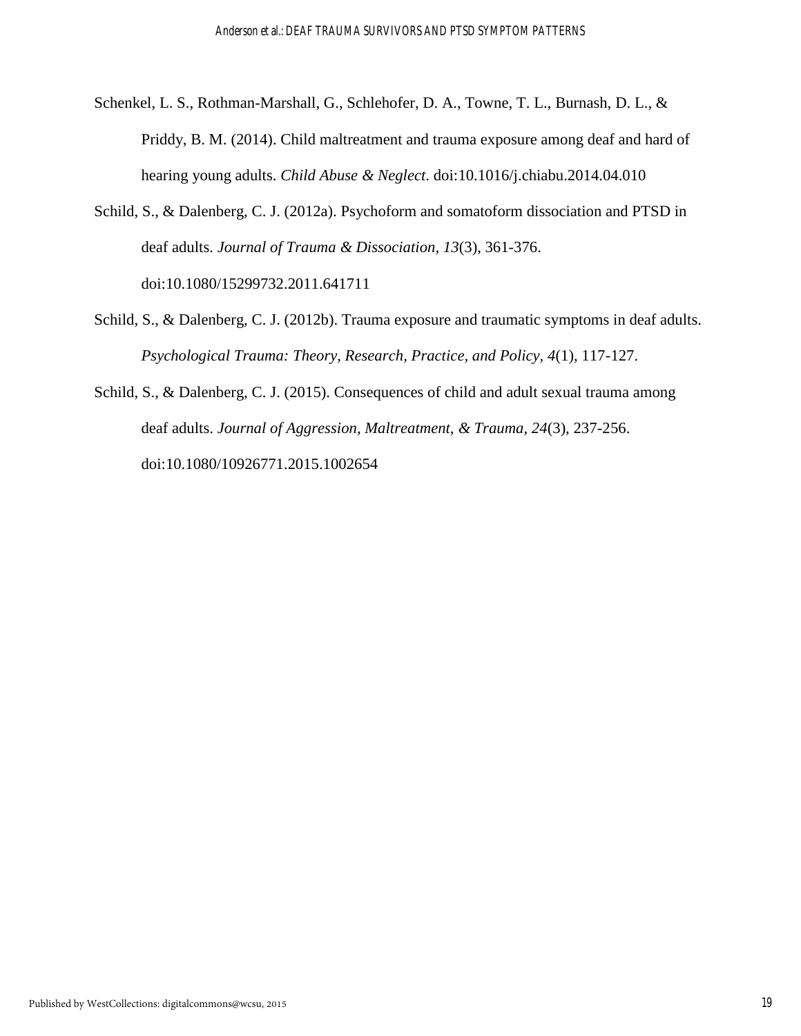Schenkel, L. S., Rothman-Marshall, G., Schlehofer, D. A., Towne, T. L., Burnash, D. L., & Priddy, B. M. (2014). Child maltreatment and trauma exposure among deaf and hard of hearing young adults. *Child Abuse & Neglect*. doi:10.1016/j.chiabu.2014.04.010

Schild, S., & Dalenberg, C. J. (2012a). Psychoform and somatoform dissociation and PTSD in deaf adults. *Journal of Trauma & Dissociation, 13*(3), 361-376. doi:10.1080/15299732.2011.641711

Schild, S., & Dalenberg, C. J. (2012b). Trauma exposure and traumatic symptoms in deaf adults. *Psychological Trauma: Theory, Research, Practice, and Policy, 4*(1), 117-127.

Schild, S., & Dalenberg, C. J. (2015). Consequences of child and adult sexual trauma among deaf adults. *Journal of Aggression, Maltreatment, & Trauma*, *24*(3), 237-256. doi:10.1080/10926771.2015.1002654